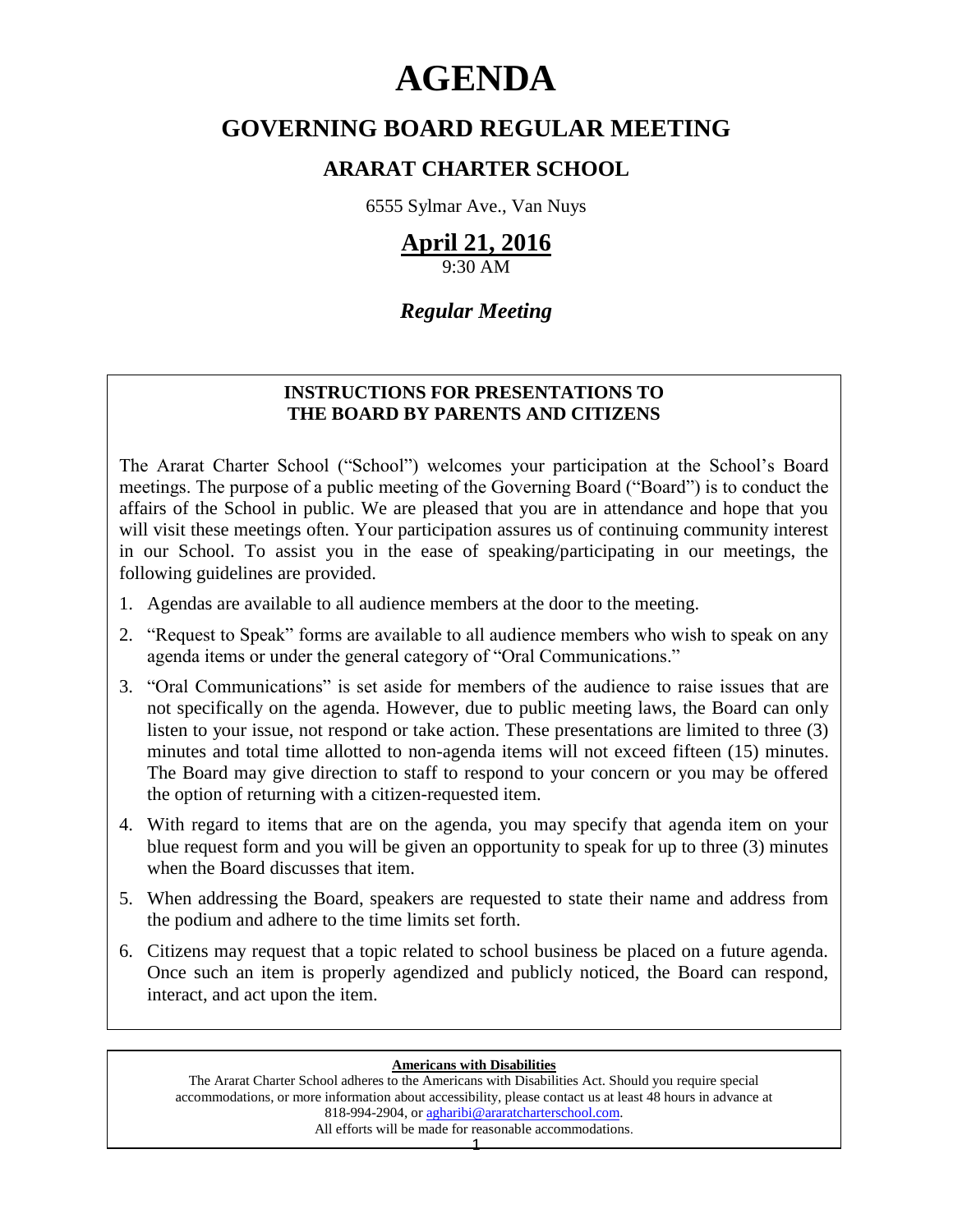# AGENDA

## GOVERNING BOARD REGULAR MEETING

### ARARAT CHARTER SCHOOL

6555 Sylmar Ave., Van Nuys

**April 21, 2016**
9:30 AM

***Regular Meeting***

**INSTRUCTIONS FOR PRESENTATIONS TO THE BOARD BY PARENTS AND CITIZENS**

The Ararat Charter School ("School") welcomes your participation at the School's Board meetings. The purpose of a public meeting of the Governing Board ("Board") is to conduct the affairs of the School in public. We are pleased that you are in attendance and hope that you will visit these meetings often. Your participation assures us of continuing community interest in our School. To assist you in the ease of speaking/participating in our meetings, the following guidelines are provided.

1. Agendas are available to all audience members at the door to the meeting.
2. "Request to Speak" forms are available to all audience members who wish to speak on any agenda items or under the general category of "Oral Communications."
3. "Oral Communications" is set aside for members of the audience to raise issues that are not specifically on the agenda. However, due to public meeting laws, the Board can only listen to your issue, not respond or take action. These presentations are limited to three (3) minutes and total time allotted to non-agenda items will not exceed fifteen (15) minutes. The Board may give direction to staff to respond to your concern or you may be offered the option of returning with a citizen-requested item.
4. With regard to items that are on the agenda, you may specify that agenda item on your blue request form and you will be given an opportunity to speak for up to three (3) minutes when the Board discusses that item.
5. When addressing the Board, speakers are requested to state their name and address from the podium and adhere to the time limits set forth.
6. Citizens may request that a topic related to school business be placed on a future agenda. Once such an item is properly agendized and publicly noticed, the Board can respond, interact, and act upon the item.

**Americans with Disabilities**

The Ararat Charter School adheres to the Americans with Disabilities Act. Should you require special accommodations, or more information about accessibility, please contact us at least 48 hours in advance at 818-994-2904, or agharibi@araratcharterschool.com.
All efforts will be made for reasonable accommodations.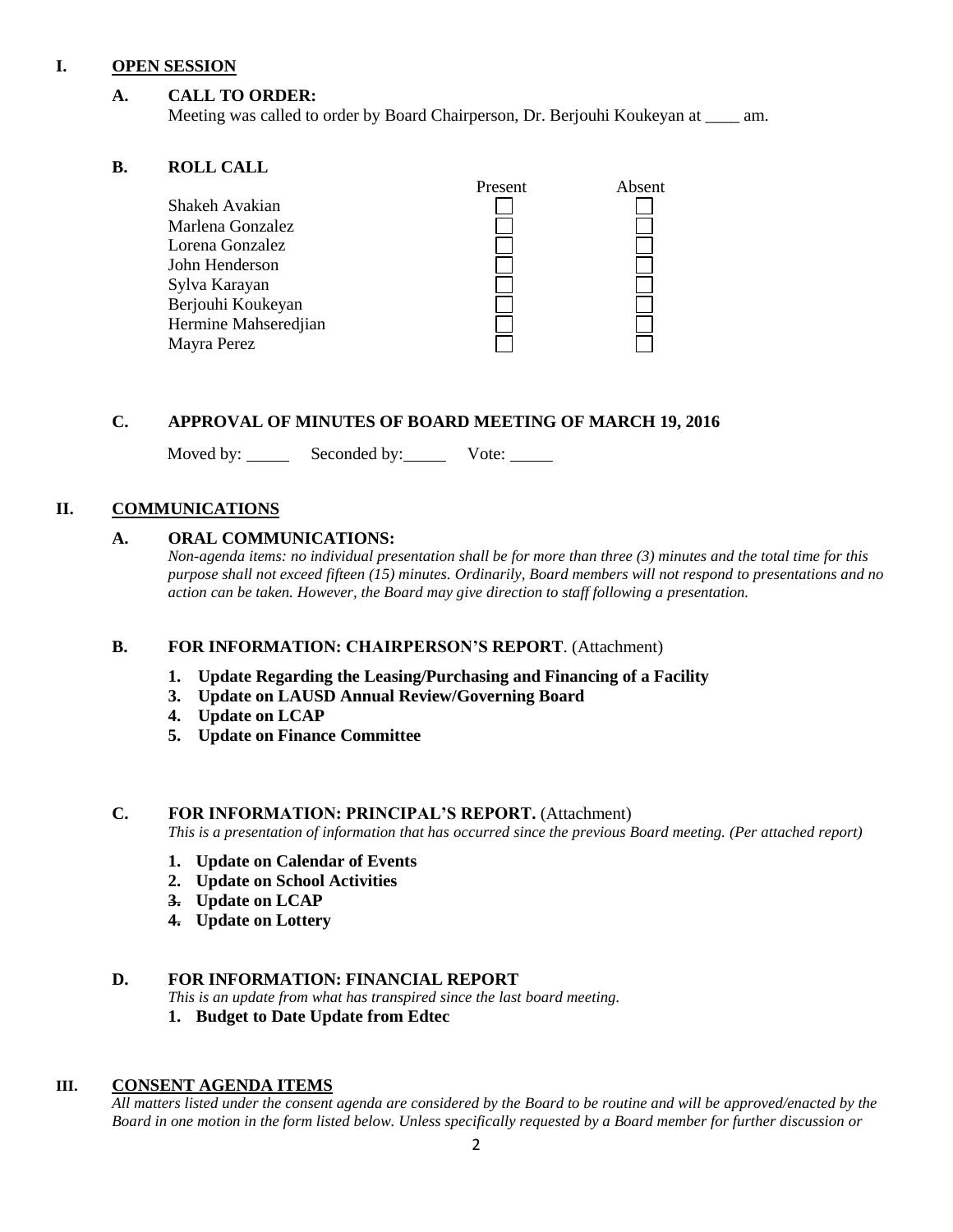## I. OPEN SESSION

### A. CALL TO ORDER:

Meeting was called to order by Board Chairperson, Dr. Berjouhi Koukeyan at ____ am.

### B. ROLL CALL

| | Present | Absent |
|---|---|---|
| Shakeh Avakian | ☐ | ☐ |
| Marlena Gonzalez | ☐ | ☐ |
| Lorena Gonzalez | ☐ | ☐ |
| John Henderson | ☐ | ☐ |
| Sylva Karayan | ☐ | ☐ |
| Berjouhi Koukeyan | ☐ | ☐ |
| Hermine Mahseredjian | ☐ | ☐ |
| Mayra Perez | ☐ | ☐ |

### C. APPROVAL OF MINUTES OF BOARD MEETING OF MARCH 19, 2016

Moved by: _____ Seconded by: _____ Vote: _____

## II. COMMUNICATIONS

### A. ORAL COMMUNICATIONS:

*Non-agenda items: no individual presentation shall be for more than three (3) minutes and the total time for this purpose shall not exceed fifteen (15) minutes. Ordinarily, Board members will not respond to presentations and no action can be taken. However, the Board may give direction to staff following a presentation.*

### B. FOR INFORMATION: CHAIRPERSON'S REPORT. (Attachment)

1. **Update Regarding the Leasing/Purchasing and Financing of a Facility**
3. **Update on LAUSD Annual Review/Governing Board**
4. **Update on LCAP**
5. **Update on Finance Committee**

### C. FOR INFORMATION: PRINCIPAL'S REPORT. (Attachment)

*This is a presentation of information that has occurred since the previous Board meeting. (Per attached report)*

1. **Update on Calendar of Events**
2. **Update on School Activities**
3. **Update on LCAP**
4. **Update on Lottery**

### D. FOR INFORMATION: FINANCIAL REPORT

*This is an update from what has transpired since the last board meeting.*

1. **Budget to Date Update from Edtec**

## III. CONSENT AGENDA ITEMS

*All matters listed under the consent agenda are considered by the Board to be routine and will be approved/enacted by the Board in one motion in the form listed below. Unless specifically requested by a Board member for further discussion or*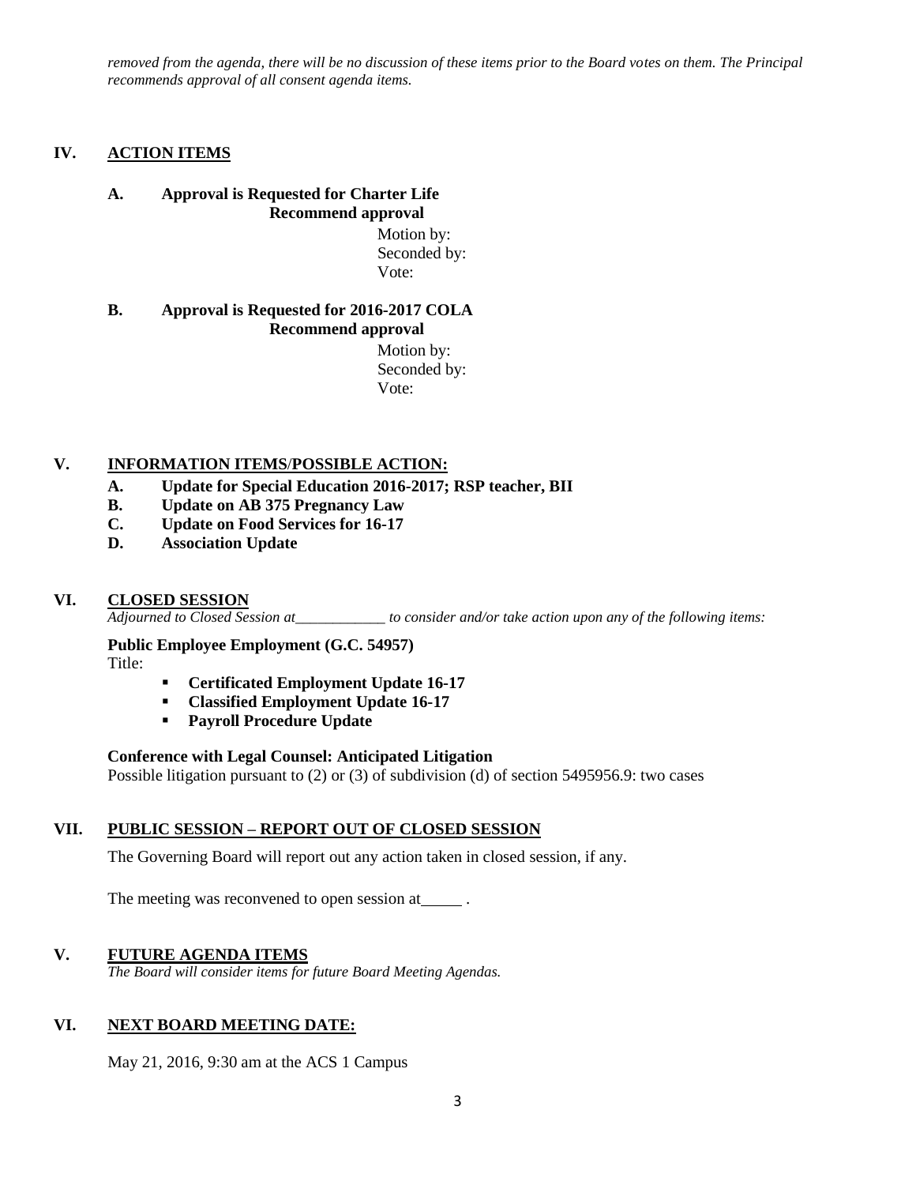*removed from the agenda, there will be no discussion of these items prior to the Board votes on them. The Principal recommends approval of all consent agenda items.*

## IV. ACTION ITEMS

**A. Approval is Requested for Charter Life**
**Recommend approval**

Motion by:
Seconded by:
Vote:

**B. Approval is Requested for 2016-2017 COLA**
**Recommend approval**

Motion by:
Seconded by:
Vote:

## V. INFORMATION ITEMS/POSSIBLE ACTION:

- **A. Update for Special Education 2016-2017; RSP teacher, BII**
- **B. Update on AB 375 Pregnancy Law**
- **C. Update on Food Services for 16-17**
- **D. Association Update**

## VI. CLOSED SESSION

*Adjourned to Closed Session at____________ to consider and/or take action upon any of the following items:*

**Public Employee Employment (G.C. 54957)**
Title:

- **Certificated Employment Update 16-17**
- **Classified Employment Update 16-17**
- **Payroll Procedure Update**

**Conference with Legal Counsel: Anticipated Litigation**
Possible litigation pursuant to (2) or (3) of subdivision (d) of section 5495956.9: two cases

## VII. PUBLIC SESSION – REPORT OUT OF CLOSED SESSION

The Governing Board will report out any action taken in closed session, if any.

The meeting was reconvened to open session at_____ .

## V. FUTURE AGENDA ITEMS

*The Board will consider items for future Board Meeting Agendas.*

## VI. NEXT BOARD MEETING DATE:

May 21, 2016, 9:30 am at the ACS 1 Campus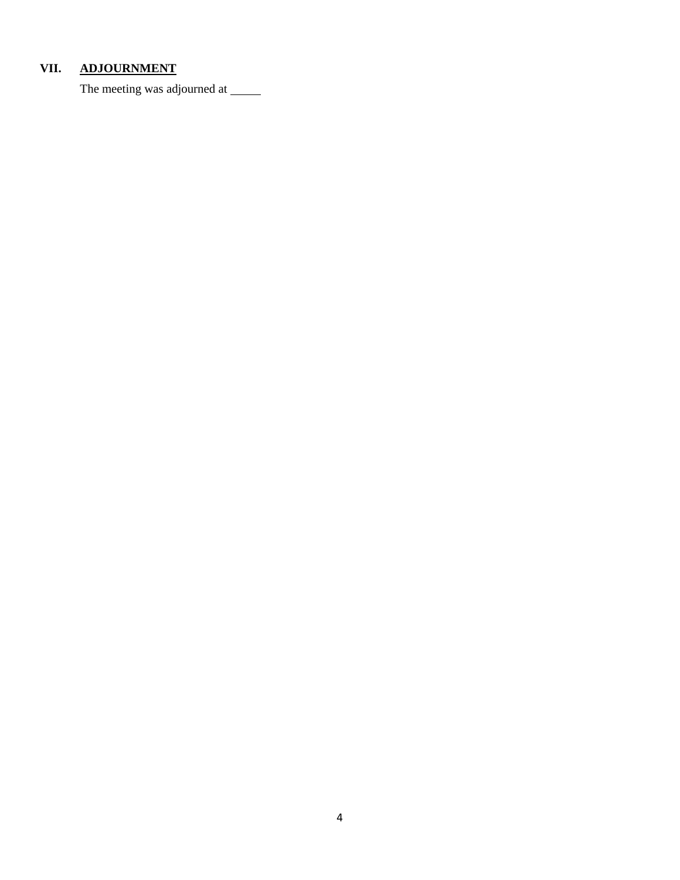## VII. ADJOURNMENT

The meeting was adjourned at _____